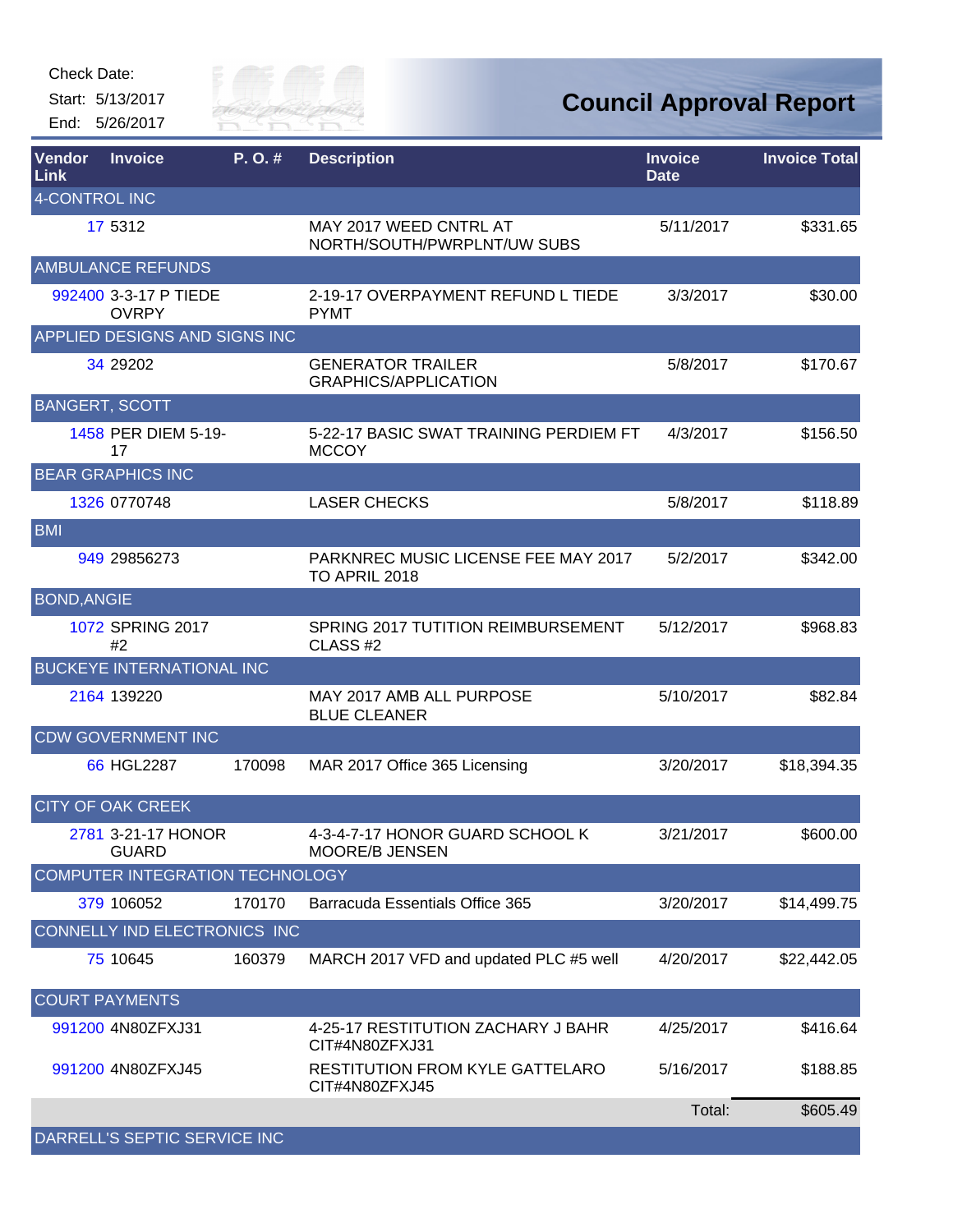Check Date:

Start: 5/13/2017

End: 5/26/2017

# Council Approval Report

| Vendor Link | Invoice | P. O. # | Description | Invoice Date | Invoice Total |
|---|---|---|---|---|---|
| **4-CONTROL INC** | | | | | |
| 17 | 5312 | | MAY 2017 WEED CNTRL AT NORTH/SOUTH/PWRPLNT/UW SUBS | 5/11/2017 | $331.65 |
| **AMBULANCE REFUNDS** | | | | | |
| 992400 | 3-3-17 P TIEDE OVRPY | | 2-19-17 OVERPAYMENT REFUND L TIEDE PYMT | 3/3/2017 | $30.00 |
| **APPLIED DESIGNS AND SIGNS INC** | | | | | |
| 34 | 29202 | | GENERATOR TRAILER GRAPHICS/APPLICATION | 5/8/2017 | $170.67 |
| **BANGERT, SCOTT** | | | | | |
| 1458 | PER DIEM 5-19-17 | | 5-22-17 BASIC SWAT TRAINING PERDIEM FT MCCOY | 4/3/2017 | $156.50 |
| **BEAR GRAPHICS INC** | | | | | |
| 1326 | 0770748 | | LASER CHECKS | 5/8/2017 | $118.89 |
| **BMI** | | | | | |
| 949 | 29856273 | | PARKNREC MUSIC LICENSE FEE MAY 2017 TO APRIL 2018 | 5/2/2017 | $342.00 |
| **BOND,ANGIE** | | | | | |
| 1072 | SPRING 2017 #2 | | SPRING 2017 TUTITION REIMBURSEMENT CLASS #2 | 5/12/2017 | $968.83 |
| **BUCKEYE INTERNATIONAL INC** | | | | | |
| 2164 | 139220 | | MAY 2017 AMB ALL PURPOSE BLUE CLEANER | 5/10/2017 | $82.84 |
| **CDW GOVERNMENT INC** | | | | | |
| 66 | HGL2287 | 170098 | MAR 2017 Office 365 Licensing | 3/20/2017 | $18,394.35 |
| **CITY OF OAK CREEK** | | | | | |
| 2781 | 3-21-17 HONOR GUARD | | 4-3-4-7-17 HONOR GUARD SCHOOL K MOORE/B JENSEN | 3/21/2017 | $600.00 |
| **COMPUTER INTEGRATION TECHNOLOGY** | | | | | |
| 379 | 106052 | 170170 | Barracuda Essentials Office 365 | 3/20/2017 | $14,499.75 |
| **CONNELLY IND ELECTRONICS INC** | | | | | |
| 75 | 10645 | 160379 | MARCH 2017 VFD and updated PLC #5 well | 4/20/2017 | $22,442.05 |
| **COURT PAYMENTS** | | | | | |
| 991200 | 4N80ZFXJ31 | | 4-25-17 RESTITUTION ZACHARY J BAHR CIT#4N80ZFXJ31 | 4/25/2017 | $416.64 |
| 991200 | 4N80ZFXJ45 | | RESTITUTION FROM KYLE GATTELARO CIT#4N80ZFXJ45 | 5/16/2017 | $188.85 |
| | | | | Total: | $605.49 |
| **DARRELL'S SEPTIC SERVICE INC** | | | | | |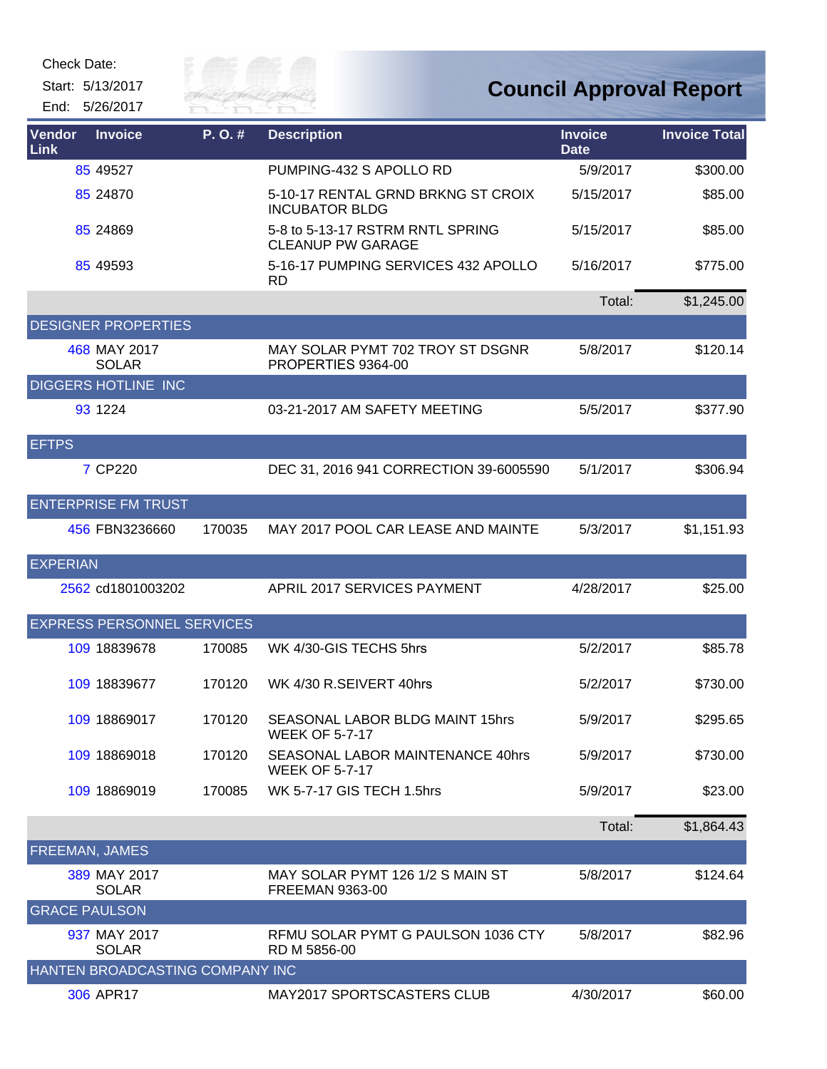Check Date:

Start: 5/13/2017

End: 5/26/2017

# Council Approval Report

| Vendor Link | Invoice | P. O. # | Description | Invoice Date | Invoice Total |
|---|---|---|---|---|---|
| 85 | 49527 | | PUMPING-432 S APOLLO RD | 5/9/2017 | $300.00 |
| 85 | 24870 | | 5-10-17 RENTAL GRND BRKNG ST CROIX INCUBATOR BLDG | 5/15/2017 | $85.00 |
| 85 | 24869 | | 5-8 to 5-13-17 RSTRM RNTL SPRING CLEANUP PW GARAGE | 5/15/2017 | $85.00 |
| 85 | 49593 | | 5-16-17 PUMPING SERVICES 432 APOLLO RD | 5/16/2017 | $775.00 |
| | | | | Total: | $1,245.00 |
| DESIGNER PROPERTIES | | | | | |
| 468 | MAY 2017 SOLAR | | MAY SOLAR PYMT 702 TROY ST DSGNR PROPERTIES 9364-00 | 5/8/2017 | $120.14 |
| DIGGERS HOTLINE INC | | | | | |
| 93 | 1224 | | 03-21-2017 AM SAFETY MEETING | 5/5/2017 | $377.90 |
| EFTPS | | | | | |
| 7 | CP220 | | DEC 31, 2016 941 CORRECTION 39-6005590 | 5/1/2017 | $306.94 |
| ENTERPRISE FM TRUST | | | | | |
| 456 | FBN3236660 | 170035 | MAY 2017 POOL CAR LEASE AND MAINTE | 5/3/2017 | $1,151.93 |
| EXPERIAN | | | | | |
| 2562 | cd1801003202 | | APRIL 2017 SERVICES PAYMENT | 4/28/2017 | $25.00 |
| EXPRESS PERSONNEL SERVICES | | | | | |
| 109 | 18839678 | 170085 | WK 4/30-GIS TECHS 5hrs | 5/2/2017 | $85.78 |
| 109 | 18839677 | 170120 | WK 4/30 R.SEIVERT 40hrs | 5/2/2017 | $730.00 |
| 109 | 18869017 | 170120 | SEASONAL LABOR BLDG MAINT 15hrs WEEK OF 5-7-17 | 5/9/2017 | $295.65 |
| 109 | 18869018 | 170120 | SEASONAL LABOR MAINTENANCE 40hrs WEEK OF 5-7-17 | 5/9/2017 | $730.00 |
| 109 | 18869019 | 170085 | WK 5-7-17 GIS TECH 1.5hrs | 5/9/2017 | $23.00 |
| | | | | Total: | $1,864.43 |
| FREEMAN, JAMES | | | | | |
| 389 | MAY 2017 SOLAR | | MAY SOLAR PYMT 126 1/2 S MAIN ST FREEMAN 9363-00 | 5/8/2017 | $124.64 |
| GRACE PAULSON | | | | | |
| 937 | MAY 2017 SOLAR | | RFMU SOLAR PYMT G PAULSON 1036 CTY RD M 5856-00 | 5/8/2017 | $82.96 |
| HANTEN BROADCASTING COMPANY INC | | | | | |
| 306 | APR17 | | MAY2017 SPORTSCASTERS CLUB | 4/30/2017 | $60.00 |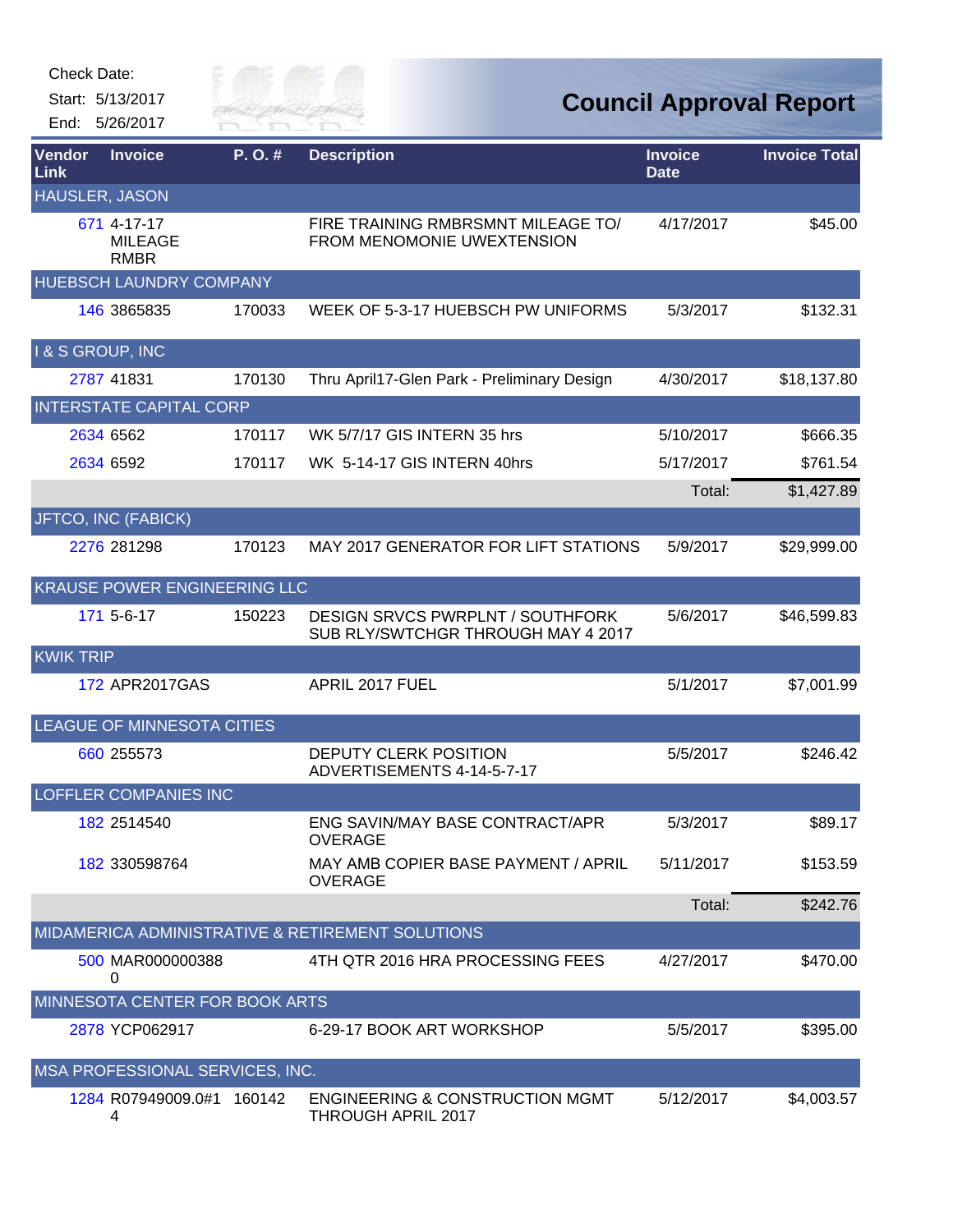Check Date:

Start: 5/13/2017

End: 5/26/2017

# Council Approval Report

| Vendor Link | Invoice | P. O. # | Description | Invoice Date | Invoice Total |
|---|---|---|---|---|---|
| HAUSLER, JASON | | | | | |
| 671 | 4-17-17 MILEAGE RMBR | | FIRE TRAINING RMBRSMNT MILEAGE TO/ FROM MENOMONIE UWEXTENSION | 4/17/2017 | $45.00 |
| HUEBSCH LAUNDRY COMPANY | | | | | |
| 146 | 3865835 | 170033 | WEEK OF 5-3-17 HUEBSCH PW UNIFORMS | 5/3/2017 | $132.31 |
| I & S GROUP, INC | | | | | |
| 2787 | 41831 | 170130 | Thru April17-Glen Park - Preliminary Design | 4/30/2017 | $18,137.80 |
| INTERSTATE CAPITAL CORP | | | | | |
| 2634 | 6562 | 170117 | WK 5/7/17 GIS INTERN 35 hrs | 5/10/2017 | $666.35 |
| 2634 | 6592 | 170117 | WK 5-14-17 GIS INTERN 40hrs | 5/17/2017 | $761.54 |
| | | | | Total: | $1,427.89 |
| JFTCO, INC (FABICK) | | | | | |
| 2276 | 281298 | 170123 | MAY 2017 GENERATOR FOR LIFT STATIONS | 5/9/2017 | $29,999.00 |
| KRAUSE POWER ENGINEERING LLC | | | | | |
| 171 | 5-6-17 | 150223 | DESIGN SRVCS PWRPLNT / SOUTHFORK SUB RLY/SWTCHGR THROUGH MAY 4 2017 | 5/6/2017 | $46,599.83 |
| KWIK TRIP | | | | | |
| 172 | APR2017GAS | | APRIL 2017 FUEL | 5/1/2017 | $7,001.99 |
| LEAGUE OF MINNESOTA CITIES | | | | | |
| 660 | 255573 | | DEPUTY CLERK POSITION ADVERTISEMENTS 4-14-5-7-17 | 5/5/2017 | $246.42 |
| LOFFLER COMPANIES INC | | | | | |
| 182 | 2514540 | | ENG SAVIN/MAY BASE CONTRACT/APR OVERAGE | 5/3/2017 | $89.17 |
| 182 | 330598764 | | MAY AMB COPIER BASE PAYMENT / APRIL OVERAGE | 5/11/2017 | $153.59 |
| | | | | Total: | $242.76 |
| MIDAMERICA ADMINISTRATIVE & RETIREMENT SOLUTIONS | | | | | |
| 500 | MAR0000003880 | | 4TH QTR 2016 HRA PROCESSING FEES | 4/27/2017 | $470.00 |
| MINNESOTA CENTER FOR BOOK ARTS | | | | | |
| 2878 | YCP062917 | | 6-29-17 BOOK ART WORKSHOP | 5/5/2017 | $395.00 |
| MSA PROFESSIONAL SERVICES, INC. | | | | | |
| 1284 | R07949009.0#14 | 160142 | ENGINEERING & CONSTRUCTION MGMT THROUGH APRIL 2017 | 5/12/2017 | $4,003.57 |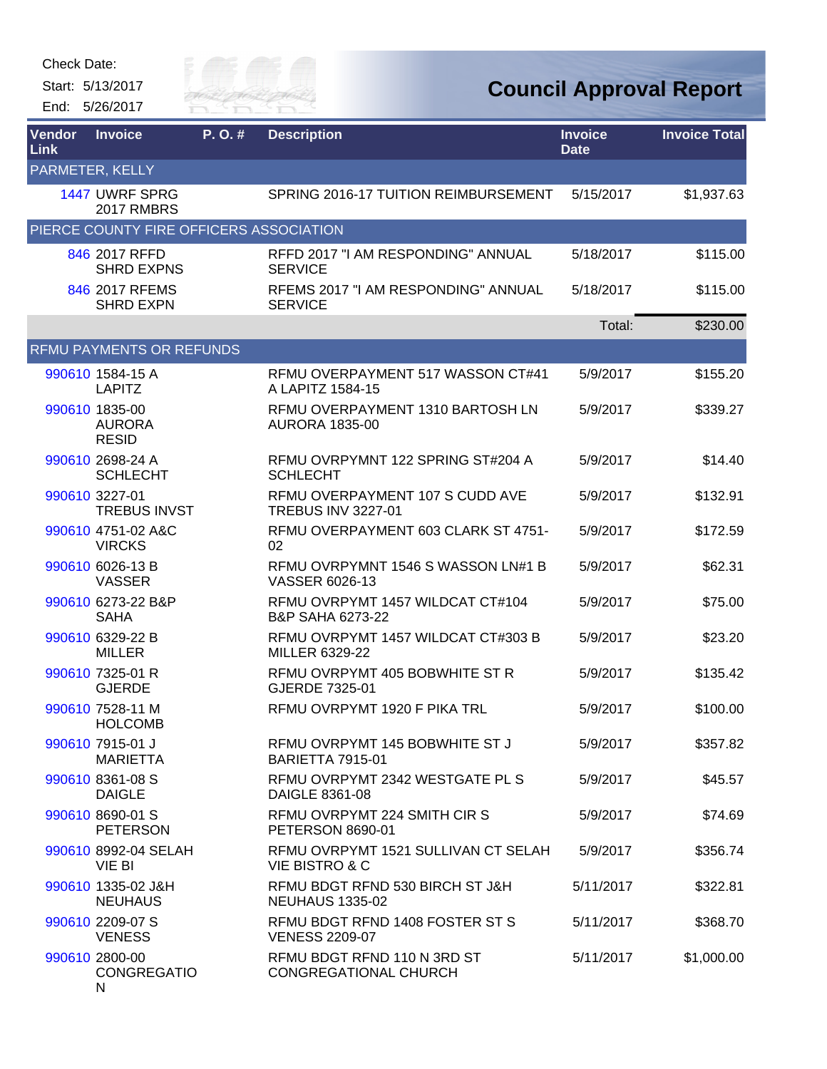Check Date:

Start: 5/13/2017

End: 5/26/2017

# Council Approval Report

| Vendor Link | Invoice | P. O. # | Description | Invoice Date | Invoice Total |
|---|---|---|---|---|---|
| PARMETER, KELLY | | | | | |
| 1447 | UWRF SPRG 2017 RMBRS | | SPRING 2016-17 TUITION REIMBURSEMENT | 5/15/2017 | $1,937.63 |
| PIERCE COUNTY FIRE OFFICERS ASSOCIATION | | | | | |
| 846 | 2017 RFFD SHRD EXPNS | | RFFD 2017 "I AM RESPONDING" ANNUAL SERVICE | 5/18/2017 | $115.00 |
| 846 | 2017 RFEMS SHRD EXPN | | RFEMS 2017 "I AM RESPONDING" ANNUAL SERVICE | 5/18/2017 | $115.00 |
| | | | | Total: | $230.00 |
| RFMU PAYMENTS OR REFUNDS | | | | | |
| 990610 | 1584-15 A LAPITZ | | RFMU OVERPAYMENT 517 WASSON CT#41 A LAPITZ 1584-15 | 5/9/2017 | $155.20 |
| 990610 | 1835-00 AURORA RESID | | RFMU OVERPAYMENT 1310 BARTOSH LN AURORA 1835-00 | 5/9/2017 | $339.27 |
| 990610 | 2698-24 A SCHLECHT | | RFMU OVRPYMNT 122 SPRING ST#204 A SCHLECHT | 5/9/2017 | $14.40 |
| 990610 | 3227-01 TREBUS INVST | | RFMU OVERPAYMENT 107 S CUDD AVE TREBUS INV 3227-01 | 5/9/2017 | $132.91 |
| 990610 | 4751-02 A&C VIRCKS | | RFMU OVERPAYMENT 603 CLARK ST 4751-02 | 5/9/2017 | $172.59 |
| 990610 | 6026-13 B VASSER | | RFMU OVRPYMNT 1546 S WASSON LN#1 B VASSER 6026-13 | 5/9/2017 | $62.31 |
| 990610 | 6273-22 B&P SAHA | | RFMU OVRPYMT 1457 WILDCAT CT#104 B&P SAHA 6273-22 | 5/9/2017 | $75.00 |
| 990610 | 6329-22 B MILLER | | RFMU OVRPYMT 1457 WILDCAT CT#303 B MILLER 6329-22 | 5/9/2017 | $23.20 |
| 990610 | 7325-01 R GJERDE | | RFMU OVRPYMT 405 BOBWHITE ST R GJERDE 7325-01 | 5/9/2017 | $135.42 |
| 990610 | 7528-11 M HOLCOMB | | RFMU OVRPYMT 1920 F PIKA TRL | 5/9/2017 | $100.00 |
| 990610 | 7915-01 J MARIETTA | | RFMU OVRPYMT 145 BOBWHITE ST J BARIETTA 7915-01 | 5/9/2017 | $357.82 |
| 990610 | 8361-08 S DAIGLE | | RFMU OVRPYMT 2342 WESTGATE PL S DAIGLE 8361-08 | 5/9/2017 | $45.57 |
| 990610 | 8690-01 S PETERSON | | RFMU OVRPYMT 224 SMITH CIR S PETERSON 8690-01 | 5/9/2017 | $74.69 |
| 990610 | 8992-04 SELAH VIE BI | | RFMU OVRPYMT 1521 SULLIVAN CT SELAH VIE BISTRO & C | 5/9/2017 | $356.74 |
| 990610 | 1335-02 J&H NEUHAUS | | RFMU BDGT RFND 530 BIRCH ST J&H NEUHAUS 1335-02 | 5/11/2017 | $322.81 |
| 990610 | 2209-07 S VENESS | | RFMU BDGT RFND 1408 FOSTER ST S VENESS 2209-07 | 5/11/2017 | $368.70 |
| 990610 | 2800-00 CONGREGATION | | RFMU BDGT RFND 110 N 3RD ST CONGREGATIONAL CHURCH | 5/11/2017 | $1,000.00 |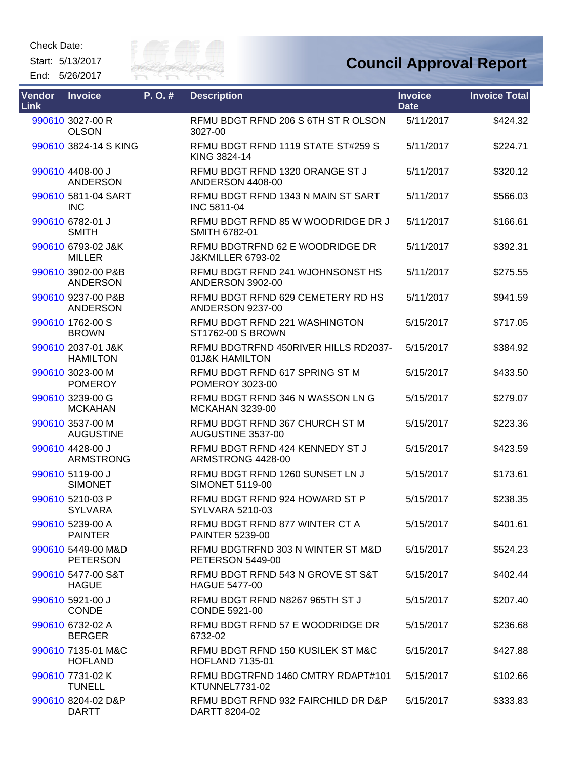Check Date:

Start: 5/13/2017

End: 5/26/2017

# Council Approval Report

| Vendor Link | Invoice | P. O. # | Description | Invoice Date | Invoice Total |
|---|---|---|---|---|---|
| 990610 | 3027-00 R OLSON | | RFMU BDGT RFND 206 S 6TH ST R OLSON 3027-00 | 5/11/2017 | $424.32 |
| 990610 | 3824-14 S KING | | RFMU BDGT RFND 1119 STATE ST#259 S KING 3824-14 | 5/11/2017 | $224.71 |
| 990610 | 4408-00 J ANDERSON | | RFMU BDGT RFND 1320 ORANGE ST J ANDERSON 4408-00 | 5/11/2017 | $320.12 |
| 990610 | 5811-04 SART INC | | RFMU BDGT RFND 1343 N MAIN ST SART INC 5811-04 | 5/11/2017 | $566.03 |
| 990610 | 6782-01 J SMITH | | RFMU BDGT RFND 85 W WOODRIDGE DR J SMITH 6782-01 | 5/11/2017 | $166.61 |
| 990610 | 6793-02 J&K MILLER | | RFMU BDGTRFND 62 E WOODRIDGE DR J&KMILLER 6793-02 | 5/11/2017 | $392.31 |
| 990610 | 3902-00 P&B ANDERSON | | RFMU BDGT RFND 241 WJOHNSONST HS ANDERSON 3902-00 | 5/11/2017 | $275.55 |
| 990610 | 9237-00 P&B ANDERSON | | RFMU BDGT RFND 629 CEMETERY RD HS ANDERSON 9237-00 | 5/11/2017 | $941.59 |
| 990610 | 1762-00 S BROWN | | RFMU BDGT RFND 221 WASHINGTON ST1762-00 S BROWN | 5/15/2017 | $717.05 |
| 990610 | 2037-01 J&K HAMILTON | | RFMU BDGTRFND 450RIVER HILLS RD2037-01J&K HAMILTON | 5/15/2017 | $384.92 |
| 990610 | 3023-00 M POMEROY | | RFMU BDGT RFND 617 SPRING ST M POMEROY 3023-00 | 5/15/2017 | $433.50 |
| 990610 | 3239-00 G MCKAHAN | | RFMU BDGT RFND 346 N WASSON LN G MCKAHAN 3239-00 | 5/15/2017 | $279.07 |
| 990610 | 3537-00 M AUGUSTINE | | RFMU BDGT RFND 367 CHURCH ST M AUGUSTINE 3537-00 | 5/15/2017 | $223.36 |
| 990610 | 4428-00 J ARMSTRONG | | RFMU BDGT RFND 424 KENNEDY ST J ARMSTRONG 4428-00 | 5/15/2017 | $423.59 |
| 990610 | 5119-00 J SIMONET | | RFMU BDGT RFND 1260 SUNSET LN J SIMONET 5119-00 | 5/15/2017 | $173.61 |
| 990610 | 5210-03 P SYLVARA | | RFMU BDGT RFND 924 HOWARD ST P SYLVARA 5210-03 | 5/15/2017 | $238.35 |
| 990610 | 5239-00 A PAINTER | | RFMU BDGT RFND 877 WINTER CT A PAINTER 5239-00 | 5/15/2017 | $401.61 |
| 990610 | 5449-00 M&D PETERSON | | RFMU BDGTRFND 303 N WINTER ST M&D PETERSON 5449-00 | 5/15/2017 | $524.23 |
| 990610 | 5477-00 S&T HAGUE | | RFMU BDGT RFND 543 N GROVE ST S&T HAGUE 5477-00 | 5/15/2017 | $402.44 |
| 990610 | 5921-00 J CONDE | | RFMU BDGT RFND N8267 965TH ST J CONDE 5921-00 | 5/15/2017 | $207.40 |
| 990610 | 6732-02 A BERGER | | RFMU BDGT RFND 57 E WOODRIDGE DR 6732-02 | 5/15/2017 | $236.68 |
| 990610 | 7135-01 M&C HOFLAND | | RFMU BDGT RFND 150 KUSILEK ST M&C HOFLAND 7135-01 | 5/15/2017 | $427.88 |
| 990610 | 7731-02 K TUNELL | | RFMU BDGTRFND 1460 CMTRY RDAPT#101 KTUNNEL7731-02 | 5/15/2017 | $102.66 |
| 990610 | 8204-02 D&P DARTT | | RFMU BDGT RFND 932 FAIRCHILD DR D&P DARTT 8204-02 | 5/15/2017 | $333.83 |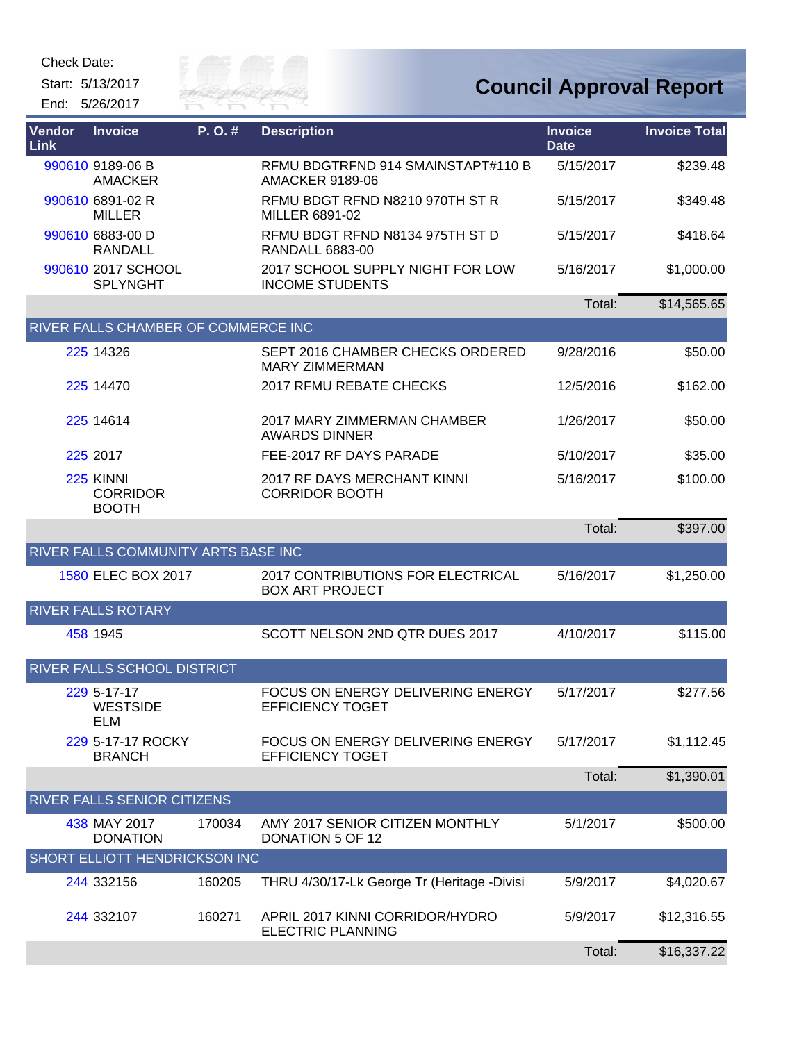Check Date:

Start: 5/13/2017

End: 5/26/2017

# Council Approval Report

| Vendor Link | Invoice | P. O. # | Description | Invoice Date | Invoice Total |
|---|---|---|---|---|---|
| 990610 | 9189-06 B AMACKER | | RFMU BDGTRFND 914 SMAINSTAPT#110 B AMACKER 9189-06 | 5/15/2017 | $239.48 |
| 990610 | 6891-02 R MILLER | | RFMU BDGT RFND N8210 970TH ST R MILLER 6891-02 | 5/15/2017 | $349.48 |
| 990610 | 6883-00 D RANDALL | | RFMU BDGT RFND N8134 975TH ST D RANDALL 6883-00 | 5/15/2017 | $418.64 |
| 990610 | 2017 SCHOOL SPLYNGHT | | 2017 SCHOOL SUPPLY NIGHT FOR LOW INCOME STUDENTS | 5/16/2017 | $1,000.00 |
| | | | | Total: | $14,565.65 |
| **RIVER FALLS CHAMBER OF COMMERCE INC** | | | | | |
| 225 | 14326 | | SEPT 2016 CHAMBER CHECKS ORDERED MARY ZIMMERMAN | 9/28/2016 | $50.00 |
| 225 | 14470 | | 2017 RFMU REBATE CHECKS | 12/5/2016 | $162.00 |
| 225 | 14614 | | 2017 MARY ZIMMERMAN CHAMBER AWARDS DINNER | 1/26/2017 | $50.00 |
| 225 | 2017 | | FEE-2017 RF DAYS PARADE | 5/10/2017 | $35.00 |
| 225 | KINNI CORRIDOR BOOTH | | 2017 RF DAYS MERCHANT KINNI CORRIDOR BOOTH | 5/16/2017 | $100.00 |
| | | | | Total: | $397.00 |
| **RIVER FALLS COMMUNITY ARTS BASE INC** | | | | | |
| 1580 | ELEC BOX 2017 | | 2017 CONTRIBUTIONS FOR ELECTRICAL BOX ART PROJECT | 5/16/2017 | $1,250.00 |
| **RIVER FALLS ROTARY** | | | | | |
| 458 | 1945 | | SCOTT NELSON 2ND QTR DUES 2017 | 4/10/2017 | $115.00 |
| **RIVER FALLS SCHOOL DISTRICT** | | | | | |
| 229 | 5-17-17 WESTSIDE ELM | | FOCUS ON ENERGY DELIVERING ENERGY EFFICIENCY TOGET | 5/17/2017 | $277.56 |
| 229 | 5-17-17 ROCKY BRANCH | | FOCUS ON ENERGY DELIVERING ENERGY EFFICIENCY TOGET | 5/17/2017 | $1,112.45 |
| | | | | Total: | $1,390.01 |
| **RIVER FALLS SENIOR CITIZENS** | | | | | |
| 438 | MAY 2017 DONATION | 170034 | AMY 2017 SENIOR CITIZEN MONTHLY DONATION 5 OF 12 | 5/1/2017 | $500.00 |
| **SHORT ELLIOTT HENDRICKSON INC** | | | | | |
| 244 | 332156 | 160205 | THRU 4/30/17-Lk George Tr (Heritage -Divisi | 5/9/2017 | $4,020.67 |
| 244 | 332107 | 160271 | APRIL 2017 KINNI CORRIDOR/HYDRO ELECTRIC PLANNING | 5/9/2017 | $12,316.55 |
| | | | | Total: | $16,337.22 |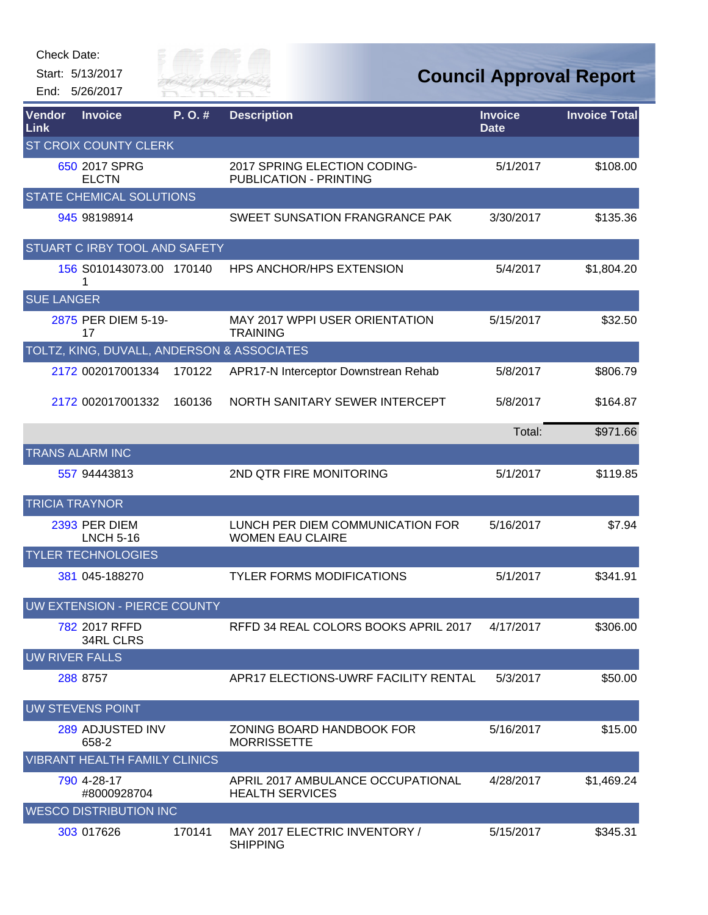Check Date:

Start: 5/13/2017

End: 5/26/2017

# Council Approval Report

| Vendor Link | Invoice | P. O. # | Description | Invoice Date | Invoice Total |
|---|---|---|---|---|---|
| ST CROIX COUNTY CLERK | | | | | |
| 650 | 2017 SPRG ELCTN | | 2017 SPRING ELECTION CODING-PUBLICATION - PRINTING | 5/1/2017 | $108.00 |
| STATE CHEMICAL SOLUTIONS | | | | | |
| 945 | 98198914 | | SWEET SUNSATION FRANGRANCE PAK | 3/30/2017 | $135.36 |
| STUART C IRBY TOOL AND SAFETY | | | | | |
| 156 | S010143073.001 | 170140 | HPS ANCHOR/HPS EXTENSION | 5/4/2017 | $1,804.20 |
| SUE LANGER | | | | | |
| 2875 | PER DIEM 5-19-17 | | MAY 2017 WPPI USER ORIENTATION TRAINING | 5/15/2017 | $32.50 |
| TOLTZ, KING, DUVALL, ANDERSON & ASSOCIATES | | | | | |
| 2172 | 002017001334 | 170122 | APR17-N Interceptor Downstrean Rehab | 5/8/2017 | $806.79 |
| 2172 | 002017001332 | 160136 | NORTH SANITARY SEWER INTERCEPT | 5/8/2017 | $164.87 |
| | | | | Total: | $971.66 |
| TRANS ALARM INC | | | | | |
| 557 | 94443813 | | 2ND QTR FIRE MONITORING | 5/1/2017 | $119.85 |
| TRICIA TRAYNOR | | | | | |
| 2393 | PER DIEM LNCH 5-16 | | LUNCH PER DIEM COMMUNICATION FOR WOMEN EAU CLAIRE | 5/16/2017 | $7.94 |
| TYLER TECHNOLOGIES | | | | | |
| 381 | 045-188270 | | TYLER FORMS MODIFICATIONS | 5/1/2017 | $341.91 |
| UW EXTENSION - PIERCE COUNTY | | | | | |
| 782 | 2017 RFFD 34RL CLRS | | RFFD 34 REAL COLORS BOOKS APRIL 2017 | 4/17/2017 | $306.00 |
| UW RIVER FALLS | | | | | |
| 288 | 8757 | | APR17 ELECTIONS-UWRF FACILITY RENTAL | 5/3/2017 | $50.00 |
| UW STEVENS POINT | | | | | |
| 289 | ADJUSTED INV 658-2 | | ZONING BOARD HANDBOOK FOR MORRISSETTE | 5/16/2017 | $15.00 |
| VIBRANT HEALTH FAMILY CLINICS | | | | | |
| 790 | 4-28-17 #8000928704 | | APRIL 2017 AMBULANCE OCCUPATIONAL HEALTH SERVICES | 4/28/2017 | $1,469.24 |
| WESCO DISTRIBUTION INC | | | | | |
| 303 | 017626 | 170141 | MAY 2017 ELECTRIC INVENTORY / SHIPPING | 5/15/2017 | $345.31 |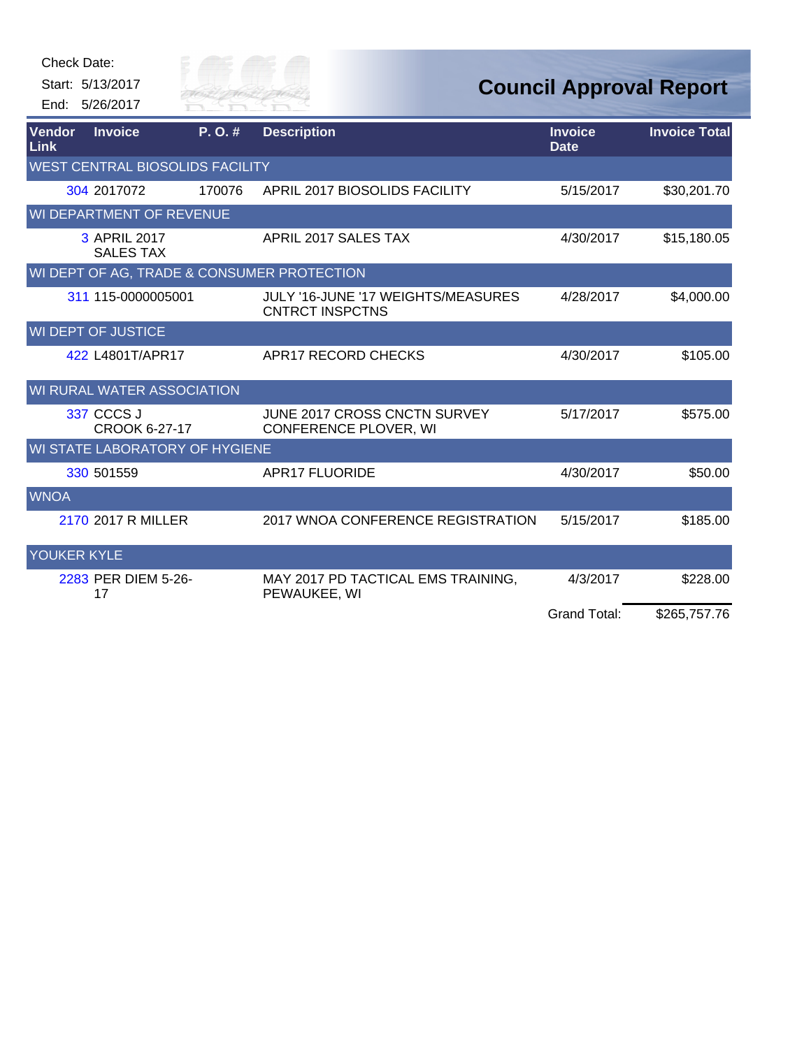Check Date:

Start: 5/13/2017

End: 5/26/2017

# Council Approval Report

| Vendor Link | Invoice | P. O. # | Description | Invoice Date | Invoice Total |
|---|---|---|---|---|---|
| WEST CENTRAL BIOSOLIDS FACILITY | | | | | |
| 304 | 2017072 | 170076 | APRIL 2017 BIOSOLIDS FACILITY | 5/15/2017 | $30,201.70 |
| WI DEPARTMENT OF REVENUE | | | | | |
| 3 | APRIL 2017 SALES TAX | | APRIL 2017 SALES TAX | 4/30/2017 | $15,180.05 |
| WI DEPT OF AG, TRADE & CONSUMER PROTECTION | | | | | |
| 311 | 115-0000005001 | | JULY '16-JUNE '17 WEIGHTS/MEASURES CNTRCT INSPCTNS | 4/28/2017 | $4,000.00 |
| WI DEPT OF JUSTICE | | | | | |
| 422 | L4801T/APR17 | | APR17 RECORD CHECKS | 4/30/2017 | $105.00 |
| WI RURAL WATER ASSOCIATION | | | | | |
| 337 | CCCS J CROOK 6-27-17 | | JUNE 2017 CROSS CNCTN SURVEY CONFERENCE PLOVER, WI | 5/17/2017 | $575.00 |
| WI STATE LABORATORY OF HYGIENE | | | | | |
| 330 | 501559 | | APR17 FLUORIDE | 4/30/2017 | $50.00 |
| WNOA | | | | | |
| 2170 | 2017 R MILLER | | 2017 WNOA CONFERENCE REGISTRATION | 5/15/2017 | $185.00 |
| YOUKER KYLE | | | | | |
| 2283 | PER DIEM 5-26-17 | | MAY 2017 PD TACTICAL EMS TRAINING, PEWAUKEE, WI | 4/3/2017 | $228.00 |
| | | | | Grand Total: | $265,757.76 |